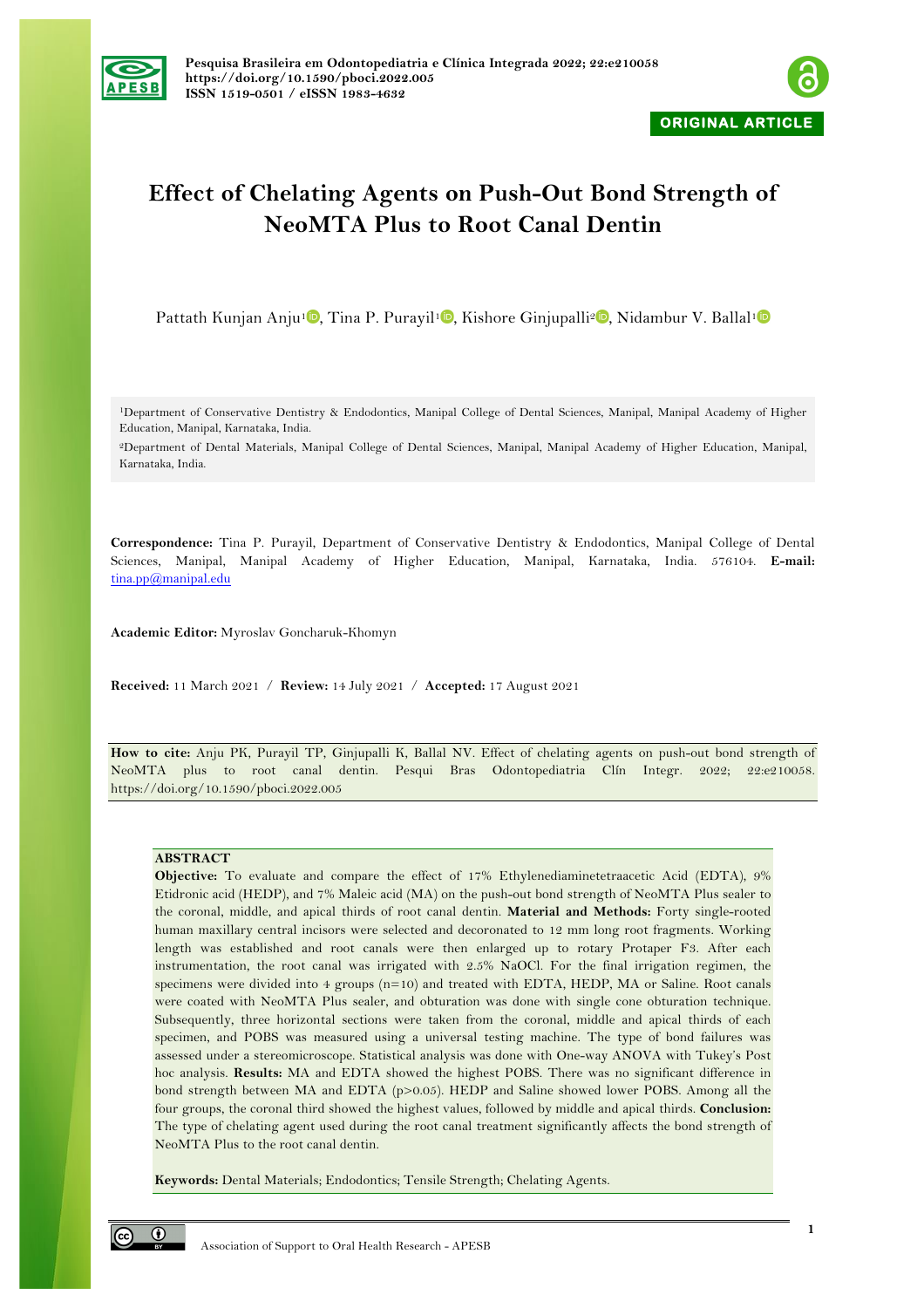Pesquisa Brasileira em Odontopediatria e Clínica Integrada 2022; 22:e210058
https://doi.org/10.1590/pboci.2022.005
ISSN 1519-0501 / eISSN 1983-4632

**ORIGINAL ARTICLE**

# Effect of Chelating Agents on Push-Out Bond Strength of NeoMTA Plus to Root Canal Dentin

Pattath Kunjan Anju[1], Tina P. Purayil[1], Kishore Ginjupalli[2], Nidambur V. Ballal[1]

[1]Department of Conservative Dentistry & Endodontics, Manipal College of Dental Sciences, Manipal, Manipal Academy of Higher Education, Manipal, Karnataka, India.

[2]Department of Dental Materials, Manipal College of Dental Sciences, Manipal, Manipal Academy of Higher Education, Manipal, Karnataka, India.

**Correspondence:** Tina P. Purayil, Department of Conservative Dentistry & Endodontics, Manipal College of Dental Sciences, Manipal, Manipal Academy of Higher Education, Manipal, Karnataka, India. 576104. **E-mail:** tina.pp@manipal.edu

**Academic Editor:** Myroslav Goncharuk-Khomyn

**Received:** 11 March 2021 / **Review:** 14 July 2021 / **Accepted:** 17 August 2021

**How to cite:** Anju PK, Purayil TP, Ginjupalli K, Ballal NV. Effect of chelating agents on push-out bond strength of NeoMTA plus to root canal dentin. Pesqui Bras Odontopediatria Clín Integr. 2022; 22:e210058. https://doi.org/10.1590/pboci.2022.005

## ABSTRACT

**Objective:** To evaluate and compare the effect of 17% Ethylenediaminetetraacetic Acid (EDTA), 9% Etidronic acid (HEDP), and 7% Maleic acid (MA) on the push-out bond strength of NeoMTA Plus sealer to the coronal, middle, and apical thirds of root canal dentin. **Material and Methods:** Forty single-rooted human maxillary central incisors were selected and decoronated to 12 mm long root fragments. Working length was established and root canals were then enlarged up to rotary Protaper F3. After each instrumentation, the root canal was irrigated with 2.5% NaOCl. For the final irrigation regimen, the specimens were divided into 4 groups (n=10) and treated with EDTA, HEDP, MA or Saline. Root canals were coated with NeoMTA Plus sealer, and obturation was done with single cone obturation technique. Subsequently, three horizontal sections were taken from the coronal, middle and apical thirds of each specimen, and POBS was measured using a universal testing machine. The type of bond failures was assessed under a stereomicroscope. Statistical analysis was done with One-way ANOVA with Tukey's Post hoc analysis. **Results:** MA and EDTA showed the highest POBS. There was no significant difference in bond strength between MA and EDTA ($p>0.05$). HEDP and Saline showed lower POBS. Among all the four groups, the coronal third showed the highest values, followed by middle and apical thirds. **Conclusion:** The type of chelating agent used during the root canal treatment significantly affects the bond strength of NeoMTA Plus to the root canal dentin.

**Keywords:** Dental Materials; Endodontics; Tensile Strength; Chelating Agents.

Association of Support to Oral Health Research - APESB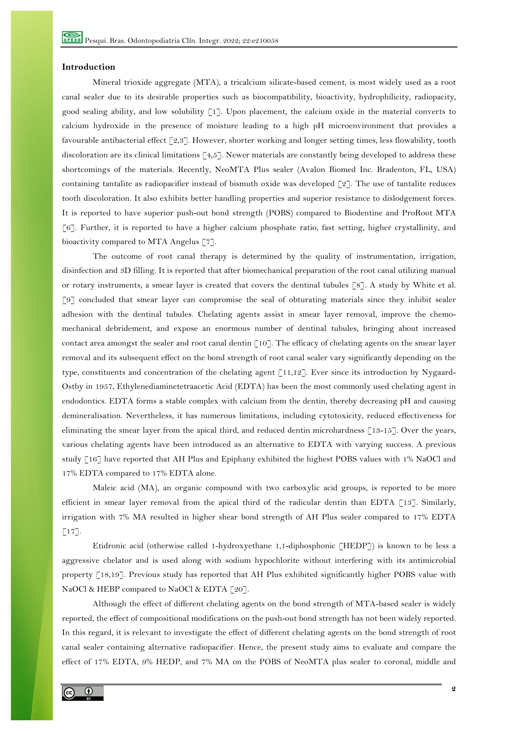## Introduction

Mineral trioxide aggregate (MTA), a tricalcium silicate-based cement, is most widely used as a root canal sealer due to its desirable properties such as biocompatibility, bioactivity, hydrophilicity, radiopacity, good sealing ability, and low solubility [1]. Upon placement, the calcium oxide in the material converts to calcium hydroxide in the presence of moisture leading to a high pH microenvironment that provides a favourable antibacterial effect [2,3]. However, shorter working and longer setting times, less flowability, tooth discoloration are its clinical limitations [4,5]. Newer materials are constantly being developed to address these shortcomings of the materials. Recently, NeoMTA Plus sealer (Avalon Biomed Inc. Bradenton, FL, USA) containing tantalite as radiopacifier instead of bismuth oxide was developed [2]. The use of tantalite reduces tooth discoloration. It also exhibits better handling properties and superior resistance to dislodgement forces. It is reported to have superior push-out bond strength (POBS) compared to Biodentine and ProRoot MTA [6]. Further, it is reported to have a higher calcium phosphate ratio, fast setting, higher crystallinity, and bioactivity compared to MTA Angelus [7].

The outcome of root canal therapy is determined by the quality of instrumentation, irrigation, disinfection and 3D filling. It is reported that after biomechanical preparation of the root canal utilizing manual or rotary instruments, a smear layer is created that covers the dentinal tubules [8]. A study by White et al. [9] concluded that smear layer can compromise the seal of obturating materials since they inhibit sealer adhesion with the dentinal tubules. Chelating agents assist in smear layer removal, improve the chemo-mechanical debridement, and expose an enormous number of dentinal tubules, bringing about increased contact area amongst the sealer and root canal dentin [10]. The efficacy of chelating agents on the smear layer removal and its subsequent effect on the bond strength of root canal sealer vary significantly depending on the type, constituents and concentration of the chelating agent [11,12]. Ever since its introduction by Nygaard-Ostby in 1957, Ethylenediaminetetraacetic Acid (EDTA) has been the most commonly used chelating agent in endodontics. EDTA forms a stable complex with calcium from the dentin, thereby decreasing pH and causing demineralisation. Nevertheless, it has numerous limitations, including cytotoxicity, reduced effectiveness for eliminating the smear layer from the apical third, and reduced dentin microhardness [13-15]. Over the years, various chelating agents have been introduced as an alternative to EDTA with varying success. A previous study [16] have reported that AH Plus and Epiphany exhibited the highest POBS values with 1% NaOCl and 17% EDTA compared to 17% EDTA alone.

Maleic acid (MA), an organic compound with two carboxylic acid groups, is reported to be more efficient in smear layer removal from the apical third of the radicular dentin than EDTA [13]. Similarly, irrigation with 7% MA resulted in higher shear bond strength of AH Plus sealer compared to 17% EDTA [17].

Etidronic acid (otherwise called 1-hydroxyethane 1,1-diphosphonic [HEDP]) is known to be less a aggressive chelator and is used along with sodium hypochlorite without interfering with its antimicrobial property [18,19]. Previous study has reported that AH Plus exhibited significantly higher POBS value with NaOCl & HEBP compared to NaOCl & EDTA [20].

Although the effect of different chelating agents on the bond strength of MTA-based sealer is widely reported, the effect of compositional modifications on the push-out bond strength has not been widely reported. In this regard, it is relevant to investigate the effect of different chelating agents on the bond strength of root canal sealer containing alternative radiopacifier. Hence, the present study aims to evaluate and compare the effect of 17% EDTA, 9% HEDP, and 7% MA on the POBS of NeoMTA plus sealer to coronal, middle and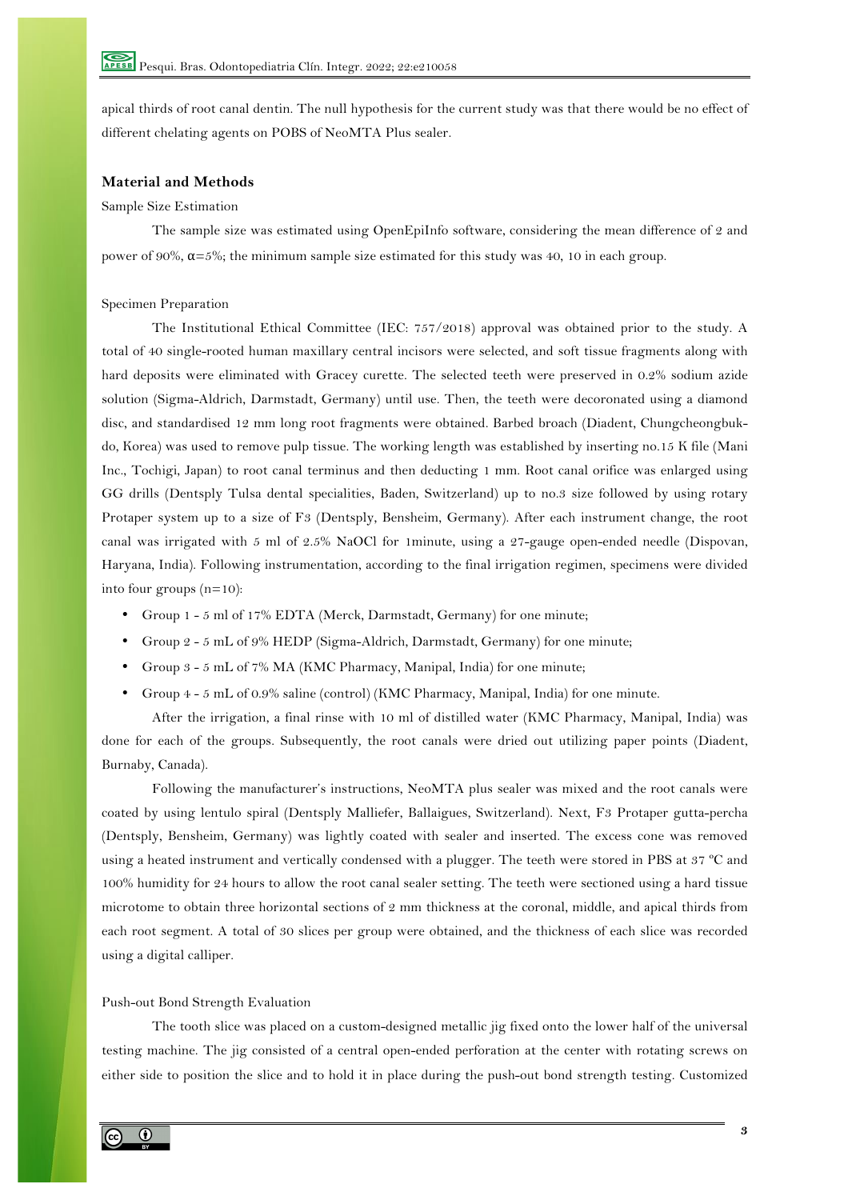apical thirds of root canal dentin. The null hypothesis for the current study was that there would be no effect of different chelating agents on POBS of NeoMTA Plus sealer.

## Material and Methods

### Sample Size Estimation

The sample size was estimated using OpenEpiInfo software, considering the mean difference of 2 and power of 90%, $\alpha$=5%; the minimum sample size estimated for this study was 40, 10 in each group.

### Specimen Preparation

The Institutional Ethical Committee (IEC: 757/2018) approval was obtained prior to the study. A total of 40 single-rooted human maxillary central incisors were selected, and soft tissue fragments along with hard deposits were eliminated with Gracey curette. The selected teeth were preserved in 0.2% sodium azide solution (Sigma-Aldrich, Darmstadt, Germany) until use. Then, the teeth were decoronated using a diamond disc, and standardised 12 mm long root fragments were obtained. Barbed broach (Diadent, Chungcheongbuk-do, Korea) was used to remove pulp tissue. The working length was established by inserting no.15 K file (Mani Inc., Tochigi, Japan) to root canal terminus and then deducting 1 mm. Root canal orifice was enlarged using GG drills (Dentsply Tulsa dental specialities, Baden, Switzerland) up to no.3 size followed by using rotary Protaper system up to a size of F3 (Dentsply, Bensheim, Germany). After each instrument change, the root canal was irrigated with 5 ml of 2.5% NaOCl for 1minute, using a 27-gauge open-ended needle (Dispovan, Haryana, India). Following instrumentation, according to the final irrigation regimen, specimens were divided into four groups (n=10):

- Group 1 - 5 ml of 17% EDTA (Merck, Darmstadt, Germany) for one minute;
- Group 2 - 5 mL of 9% HEDP (Sigma-Aldrich, Darmstadt, Germany) for one minute;
- Group 3 - 5 mL of 7% MA (KMC Pharmacy, Manipal, India) for one minute;
- Group 4 - 5 mL of 0.9% saline (control) (KMC Pharmacy, Manipal, India) for one minute.

After the irrigation, a final rinse with 10 ml of distilled water (KMC Pharmacy, Manipal, India) was done for each of the groups. Subsequently, the root canals were dried out utilizing paper points (Diadent, Burnaby, Canada).

Following the manufacturer's instructions, NeoMTA plus sealer was mixed and the root canals were coated by using lentulo spiral (Dentsply Malliefer, Ballaigues, Switzerland). Next, F3 Protaper gutta-percha (Dentsply, Bensheim, Germany) was lightly coated with sealer and inserted. The excess cone was removed using a heated instrument and vertically condensed with a plugger. The teeth were stored in PBS at 37 ºC and 100% humidity for 24 hours to allow the root canal sealer setting. The teeth were sectioned using a hard tissue microtome to obtain three horizontal sections of 2 mm thickness at the coronal, middle, and apical thirds from each root segment. A total of 30 slices per group were obtained, and the thickness of each slice was recorded using a digital calliper.

### Push-out Bond Strength Evaluation

The tooth slice was placed on a custom-designed metallic jig fixed onto the lower half of the universal testing machine. The jig consisted of a central open-ended perforation at the center with rotating screws on either side to position the slice and to hold it in place during the push-out bond strength testing. Customized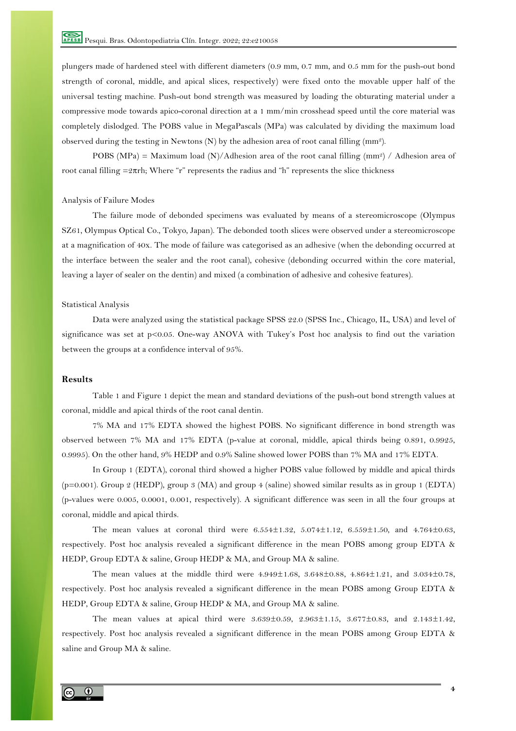plungers made of hardened steel with different diameters (0.9 mm, 0.7 mm, and 0.5 mm for the push-out bond strength of coronal, middle, and apical slices, respectively) were fixed onto the movable upper half of the universal testing machine. Push-out bond strength was measured by loading the obturating material under a compressive mode towards apico-coronal direction at a 1 mm/min crosshead speed until the core material was completely dislodged. The POBS value in MegaPascals (MPa) was calculated by dividing the maximum load observed during the testing in Newtons (N) by the adhesion area of root canal filling ($mm^2$).

POBS (MPa) = Maximum load (N)/Adhesion area of the root canal filling ($mm^2$) / Adhesion area of root canal filling $=2\pi rh$; Where "r" represents the radius and "h" represents the slice thickness

### Analysis of Failure Modes

The failure mode of debonded specimens was evaluated by means of a stereomicroscope (Olympus SZ61, Olympus Optical Co., Tokyo, Japan). The debonded tooth slices were observed under a stereomicroscope at a magnification of 40x. The mode of failure was categorised as an adhesive (when the debonding occurred at the interface between the sealer and the root canal), cohesive (debonding occurred within the core material, leaving a layer of sealer on the dentin) and mixed (a combination of adhesive and cohesive features).

### Statistical Analysis

Data were analyzed using the statistical package SPSS 22.0 (SPSS Inc., Chicago, IL, USA) and level of significance was set at $p<0.05$. One-way ANOVA with Tukey's Post hoc analysis to find out the variation between the groups at a confidence interval of 95%.

## Results

Table 1 and Figure 1 depict the mean and standard deviations of the push-out bond strength values at coronal, middle and apical thirds of the root canal dentin.

7% MA and 17% EDTA showed the highest POBS. No significant difference in bond strength was observed between 7% MA and 17% EDTA (p-value at coronal, middle, apical thirds being 0.891, 0.9925, 0.9995). On the other hand, 9% HEDP and 0.9% Saline showed lower POBS than 7% MA and 17% EDTA.

In Group 1 (EDTA), coronal third showed a higher POBS value followed by middle and apical thirds ($p=0.001$). Group 2 (HEDP), group 3 (MA) and group 4 (saline) showed similar results as in group 1 (EDTA) (p-values were 0.005, 0.0001, 0.001, respectively). A significant difference was seen in all the four groups at coronal, middle and apical thirds.

The mean values at coronal third were $6.554\pm1.32$, $5.074\pm1.12$, $6.559\pm1.50$, and $4.764\pm0.63$, respectively. Post hoc analysis revealed a significant difference in the mean POBS among group EDTA & HEDP, Group EDTA & saline, Group HEDP & MA, and Group MA & saline.

The mean values at the middle third were $4.949\pm1.68$, $3.648\pm0.88$, $4.864\pm1.21$, and $3.034\pm0.78$, respectively. Post hoc analysis revealed a significant difference in the mean POBS among Group EDTA & HEDP, Group EDTA & saline, Group HEDP & MA, and Group MA & saline.

The mean values at apical third were $3.639\pm0.59$, $2.963\pm1.15$, $3.677\pm0.83$, and $2.143\pm1.42$, respectively. Post hoc analysis revealed a significant difference in the mean POBS among Group EDTA & saline and Group MA & saline.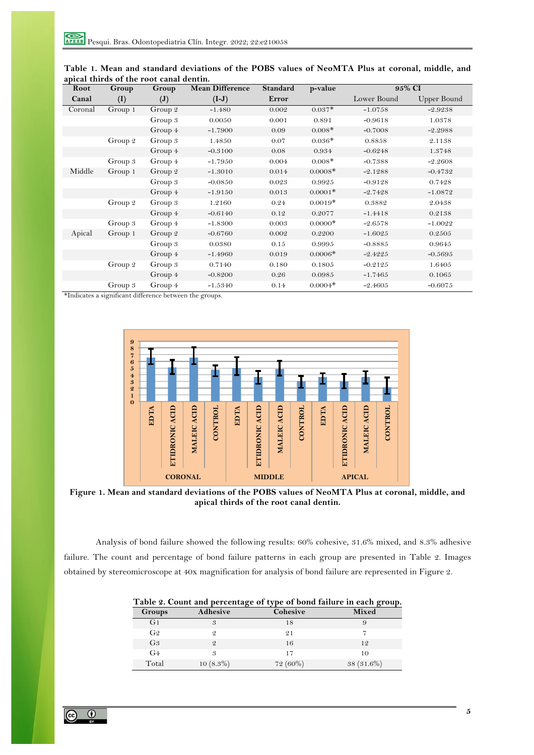**Table 1. Mean and standard deviations of the POBS values of NeoMTA Plus at coronal, middle, and apical thirds of the root canal dentin.**

| Root Canal | Group (I) | Group (J) | Mean Difference (I-J) | Standard Error | p-value | 95% CI | |
|---|---|---|---|---|---|---|---|
| | | | | | | Lower Bound | Upper Bound |
| Coronal | Group 1 | Group 2 | -1.480 | 0.002 | 0.037* | -1.0758 | -2.9238 |
| | | Group 3 | 0.0050 | 0.001 | 0.891 | -0.9618 | 1.0378 |
| | | Group 4 | -1.7900 | 0.09 | 0.008* | -0.7008 | -2.2988 |
| | Group 2 | Group 3 | 1.4850 | 0.07 | 0.036* | 0.8858 | 2.1138 |
| | | Group 4 | -0.3100 | 0.08 | 0.934 | -0.6248 | 1.3748 |
| | Group 3 | Group 4 | -1.7950 | 0.004 | 0.008* | -0.7388 | -2.2608 |
| Middle | Group 1 | Group 2 | -1.3010 | 0.014 | 0.0008* | -2.1288 | -0.4732 |
| | | Group 3 | -0.0850 | 0.023 | 0.9925 | -0.9128 | 0.7428 |
| | | Group 4 | -1.9150 | 0.013 | 0.0001* | -2.7428 | -1.0872 |
| | Group 2 | Group 3 | 1.2160 | 0.24 | 0.0019* | 0.3882 | 2.0438 |
| | | Group 4 | -0.6140 | 0.12 | 0.2077 | -1.4418 | 0.2138 |
| | Group 3 | Group 4 | -1.8300 | 0.003 | 0.0000* | -2.6578 | -1.0022 |
| Apical | Group 1 | Group 2 | -0.6760 | 0.002 | 0.2200 | -1.6025 | 0.2505 |
| | | Group 3 | 0.0380 | 0.15 | 0.9995 | -0.8885 | 0.9645 |
| | | Group 4 | -1.4960 | 0.019 | 0.0006* | -2.4225 | -0.5695 |
| | Group 2 | Group 3 | 0.7140 | 0.180 | 0.1805 | -0.2125 | 1.6405 |
| | | Group 4 | -0.8200 | 0.26 | 0.0985 | -1.7465 | 0.1065 |
| | Group 3 | Group 4 | -1.5340 | 0.14 | 0.0004* | -2.4605 | -0.6075 |

*Indicates a significant difference between the groups.

**Figure 1. Mean and standard deviations of the POBS values of NeoMTA Plus at coronal, middle, and apical thirds of the root canal dentin.**

Analysis of bond failure showed the following results: 60% cohesive, 31.6% mixed, and 8.3% adhesive failure. The count and percentage of bond failure patterns in each group are presented in Table 2. Images obtained by stereomicroscope at 40x magnification for analysis of bond failure are represented in Figure 2.

**Table 2. Count and percentage of type of bond failure in each group.**

| Groups | Adhesive | Cohesive | Mixed |
|---|---|---|---|
| G1 | 3 | 18 | 9 |
| G2 | 2 | 21 | 7 |
| G3 | 2 | 16 | 12 |
| G4 | 3 | 17 | 10 |
| Total | 10 (8.3%) | 72 (60%) | 38 (31.6%) |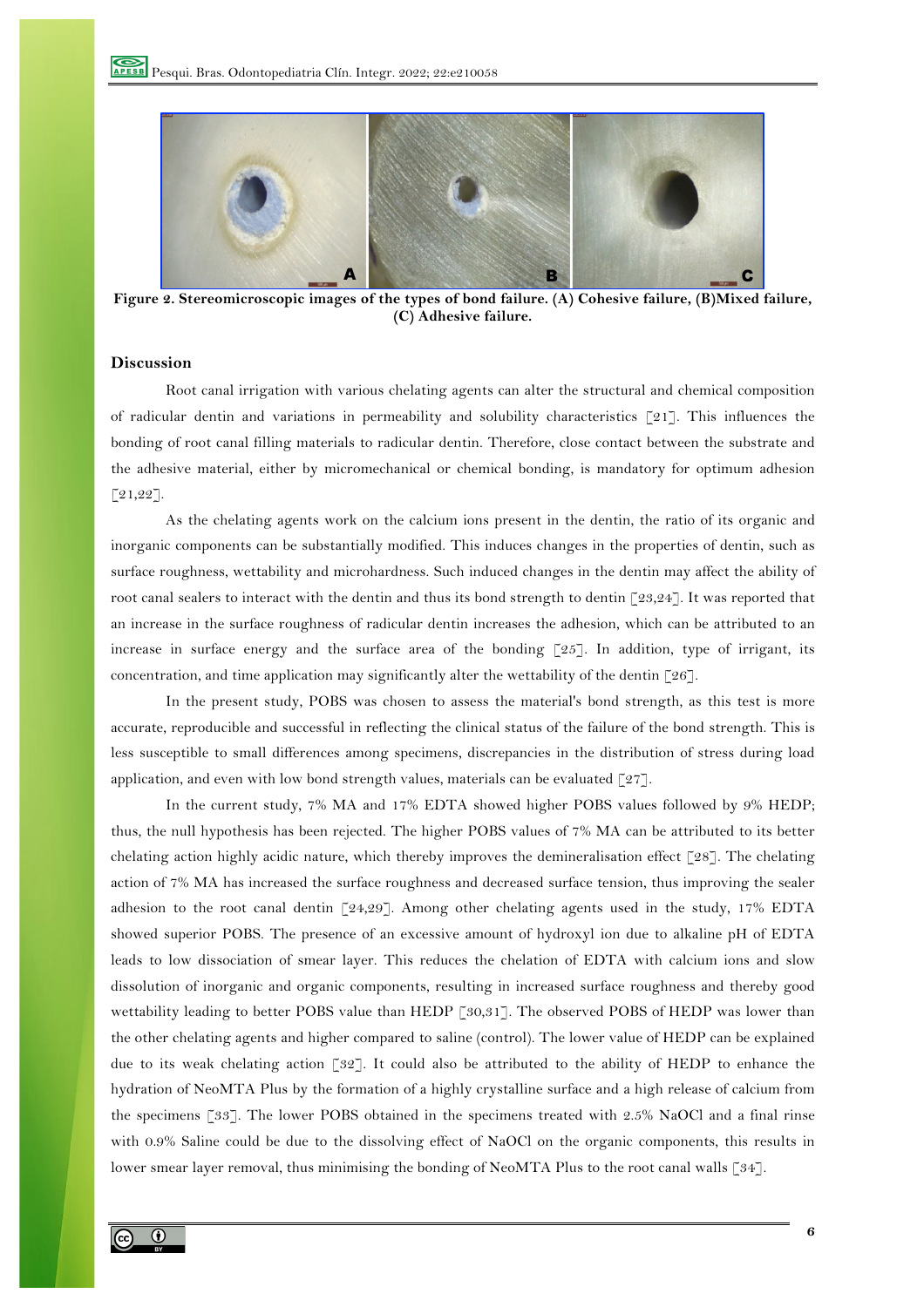**Figure 2. Stereomicroscopic images of the types of bond failure. (A) Cohesive failure, (B)Mixed failure, (C) Adhesive failure.**

## Discussion

Root canal irrigation with various chelating agents can alter the structural and chemical composition of radicular dentin and variations in permeability and solubility characteristics [21]. This influences the bonding of root canal filling materials to radicular dentin. Therefore, close contact between the substrate and the adhesive material, either by micromechanical or chemical bonding, is mandatory for optimum adhesion [21,22].

As the chelating agents work on the calcium ions present in the dentin, the ratio of its organic and inorganic components can be substantially modified. This induces changes in the properties of dentin, such as surface roughness, wettability and microhardness. Such induced changes in the dentin may affect the ability of root canal sealers to interact with the dentin and thus its bond strength to dentin [23,24]. It was reported that an increase in the surface roughness of radicular dentin increases the adhesion, which can be attributed to an increase in surface energy and the surface area of the bonding [25]. In addition, type of irrigant, its concentration, and time application may significantly alter the wettability of the dentin [26].

In the present study, POBS was chosen to assess the material's bond strength, as this test is more accurate, reproducible and successful in reflecting the clinical status of the failure of the bond strength. This is less susceptible to small differences among specimens, discrepancies in the distribution of stress during load application, and even with low bond strength values, materials can be evaluated [27].

In the current study, 7% MA and 17% EDTA showed higher POBS values followed by 9% HEDP; thus, the null hypothesis has been rejected. The higher POBS values of 7% MA can be attributed to its better chelating action highly acidic nature, which thereby improves the demineralisation effect [28]. The chelating action of 7% MA has increased the surface roughness and decreased surface tension, thus improving the sealer adhesion to the root canal dentin [24,29]. Among other chelating agents used in the study, 17% EDTA showed superior POBS. The presence of an excessive amount of hydroxyl ion due to alkaline pH of EDTA leads to low dissociation of smear layer. This reduces the chelation of EDTA with calcium ions and slow dissolution of inorganic and organic components, resulting in increased surface roughness and thereby good wettability leading to better POBS value than HEDP [30,31]. The observed POBS of HEDP was lower than the other chelating agents and higher compared to saline (control). The lower value of HEDP can be explained due to its weak chelating action [32]. It could also be attributed to the ability of HEDP to enhance the hydration of NeoMTA Plus by the formation of a highly crystalline surface and a high release of calcium from the specimens [33]. The lower POBS obtained in the specimens treated with 2.5% NaOCl and a final rinse with 0.9% Saline could be due to the dissolving effect of NaOCl on the organic components, this results in lower smear layer removal, thus minimising the bonding of NeoMTA Plus to the root canal walls [34].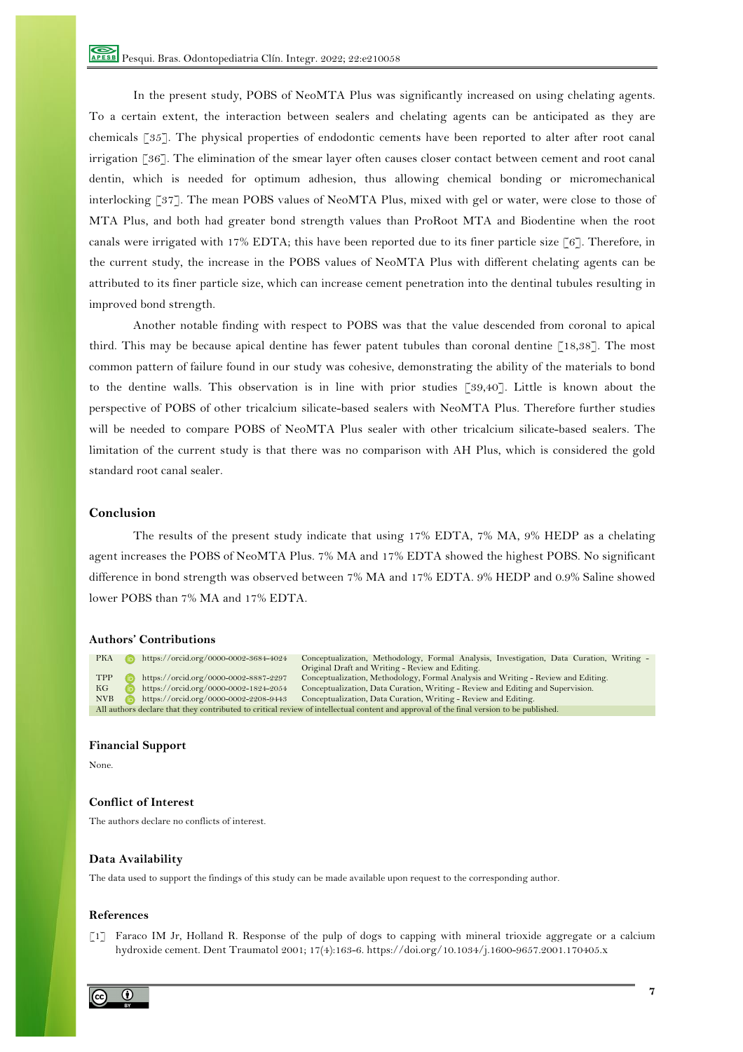In the present study, POBS of NeoMTA Plus was significantly increased on using chelating agents. To a certain extent, the interaction between sealers and chelating agents can be anticipated as they are chemicals [35]. The physical properties of endodontic cements have been reported to alter after root canal irrigation [36]. The elimination of the smear layer often causes closer contact between cement and root canal dentin, which is needed for optimum adhesion, thus allowing chemical bonding or micromechanical interlocking [37]. The mean POBS values of NeoMTA Plus, mixed with gel or water, were close to those of MTA Plus, and both had greater bond strength values than ProRoot MTA and Biodentine when the root canals were irrigated with 17% EDTA; this have been reported due to its finer particle size [6]. Therefore, in the current study, the increase in the POBS values of NeoMTA Plus with different chelating agents can be attributed to its finer particle size, which can increase cement penetration into the dentinal tubules resulting in improved bond strength.

Another notable finding with respect to POBS was that the value descended from coronal to apical third. This may be because apical dentine has fewer patent tubules than coronal dentine [18,38]. The most common pattern of failure found in our study was cohesive, demonstrating the ability of the materials to bond to the dentine walls. This observation is in line with prior studies [39,40]. Little is known about the perspective of POBS of other tricalcium silicate-based sealers with NeoMTA Plus. Therefore further studies will be needed to compare POBS of NeoMTA Plus sealer with other tricalcium silicate-based sealers. The limitation of the current study is that there was no comparison with AH Plus, which is considered the gold standard root canal sealer.

## Conclusion

The results of the present study indicate that using 17% EDTA, 7% MA, 9% HEDP as a chelating agent increases the POBS of NeoMTA Plus. 7% MA and 17% EDTA showed the highest POBS. No significant difference in bond strength was observed between 7% MA and 17% EDTA. 9% HEDP and 0.9% Saline showed lower POBS than 7% MA and 17% EDTA.

## Authors' Contributions

| | | |
|---|---|---|
| PKA | https://orcid.org/0000-0002-3684-4024 | Conceptualization, Methodology, Formal Analysis, Investigation, Data Curation, Writing - Original Draft and Writing - Review and Editing. |
| TPP | https://orcid.org/0000-0002-8887-2297 | Conceptualization, Methodology, Formal Analysis and Writing - Review and Editing. |
| KG | https://orcid.org/0000-0002-1824-2054 | Conceptualization, Data Curation, Writing - Review and Editing and Supervision. |
| NVB | https://orcid.org/0000-0002-2208-9443 | Conceptualization, Data Curation, Writing - Review and Editing. |

All authors declare that they contributed to critical review of intellectual content and approval of the final version to be published.

## Financial Support

None.

## Conflict of Interest

The authors declare no conflicts of interest.

## Data Availability

The data used to support the findings of this study can be made available upon request to the corresponding author.

## References

[1] Faraco IM Jr, Holland R. Response of the pulp of dogs to capping with mineral trioxide aggregate or a calcium hydroxide cement. Dent Traumatol 2001; 17(4):163-6. https://doi.org/10.1034/j.1600-9657.2001.170405.x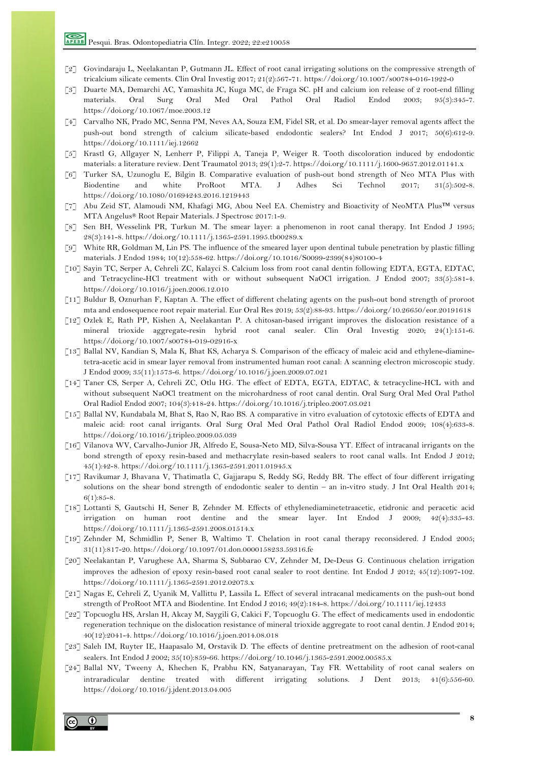[2] Govindaraju L, Neelakantan P, Gutmann JL. Effect of root canal irrigating solutions on the compressive strength of tricalcium silicate cements. Clin Oral Investig 2017; 21(2):567-71. https://doi.org/10.1007/s00784-016-1922-0

[3] Duarte MA, Demarchi AC, Yamashita JC, Kuga MC, de Fraga SC. pH and calcium ion release of 2 root-end filling materials. Oral Surg Oral Med Oral Pathol Oral Radiol Endod 2003; 95(3):345-7. https://doi.org/10.1067/moe.2003.12

[4] Carvalho NK, Prado MC, Senna PM, Neves AA, Souza EM, Fidel SR, et al. Do smear-layer removal agents affect the push-out bond strength of calcium silicate-based endodontic sealers? Int Endod J 2017; 50(6):612-9. https://doi.org/10.1111/iej.12662

[5] Krastl G, Allgayer N, Lenherr P, Filippi A, Taneja P, Weiger R. Tooth discoloration induced by endodontic materials: a literature review. Dent Traumatol 2013; 29(1):2-7. https://doi.org/10.1111/j.1600-9657.2012.01141.x

[6] Turker SA, Uzunoglu E, Bilgin B. Comparative evaluation of push-out bond strength of Neo MTA Plus with Biodentine and white ProRoot MTA. J Adhes Sci Technol 2017; 31(5):502-8. https://doi.org/10.1080/01694243.2016.1219443

[7] Abu Zeid ST, Alamoudi NM, Khafagi MG, Abou Neel EA. Chemistry and Bioactivity of NeoMTA Plus™ versus MTA Angelus® Root Repair Materials. J Spectrosc 2017:1-9.

[8] Sen BH, Wesselink PR, Turkun M. The smear layer: a phenomenon in root canal therapy. Int Endod J 1995; 28(3):141-8. https://doi.org/10.1111/j.1365-2591.1995.tb00289.x

[9] White RR, Goldman M, Lin PS. The influence of the smeared layer upon dentinal tubule penetration by plastic filling materials. J Endod 1984; 10(12):558-62. https://doi.org/10.1016/S0099-2399(84)80100-4

[10] Sayin TC, Serper A, Cehreli ZC, Kalayci S. Calcium loss from root canal dentin following EDTA, EGTA, EDTAC, and Tetracycline-HCl treatment with or without subsequent NaOCl irrigation. J Endod 2007; 33(5):581-4. https://doi.org/10.1016/j.joen.2006.12.010

[11] Buldur B, Oznurhan F, Kaptan A. The effect of different chelating agents on the push-out bond strength of proroot mta and endosequence root repair material. Eur Oral Res 2019; 53(2):88-93. https://doi.org/10.26650/eor.20191618

[12] Ozlek E, Rath PP, Kishen A, Neelakantan P. A chitosan-based irrigant improves the dislocation resistance of a mineral trioxide aggregate-resin hybrid root canal sealer. Clin Oral Investig 2020; 24(1):151-6. https://doi.org/10.1007/s00784-019-02916-x

[13] Ballal NV, Kandian S, Mala K, Bhat KS, Acharya S. Comparison of the efficacy of maleic acid and ethylene-diamine-tetra-acetic acid in smear layer removal from instrumented human root canal: A scanning electron microscopic study. J Endod 2009; 35(11):1573-6. https://doi.org/10.1016/j.joen.2009.07.021

[14] Taner CS, Serper A, Cehreli ZC, Otlu HG. The effect of EDTA, EGTA, EDTAC, & tetracycline-HCL with and without subsequent NaOCl treatment on the microhardness of root canal dentin. Oral Surg Oral Med Oral Pathol Oral Radiol Endod 2007; 104(3):418-24. https://doi.org/10.1016/j.tripleo.2007.03.021

[15] Ballal NV, Kundabala M, Bhat S, Rao N, Rao BS. A comparative in vitro evaluation of cytotoxic effects of EDTA and maleic acid: root canal irrigants. Oral Surg Oral Med Oral Pathol Oral Radiol Endod 2009; 108(4):633-8. https://doi.org/10.1016/j.tripleo.2009.05.039

[16] Vilanova WV, Carvalho-Junior JR, Alfredo E, Sousa-Neto MD, Silva-Sousa YT. Effect of intracanal irrigants on the bond strength of epoxy resin-based and methacrylate resin-based sealers to root canal walls. Int Endod J 2012; 45(1):42-8. https://doi.org/10.1111/j.1365-2591.2011.01945.x

[17] Ravikumar J, Bhavana V, Thatimatla C, Gajjarapu S, Reddy SG, Reddy BR. The effect of four different irrigating solutions on the shear bond strength of endodontic sealer to dentin – an in-vitro study. J Int Oral Health 2014; 6(1):85-8.

[18] Lottanti S, Gautschi H, Sener B, Zehnder M. Effects of ethylenediaminetetraacetic, etidronic and peracetic acid irrigation on human root dentine and the smear layer. Int Endod J 2009; 42(4):335-43. https://doi.org/10.1111/j.1365-2591.2008.01514.x

[19] Zehnder M, Schmidlin P, Sener B, Waltimo T. Chelation in root canal therapy reconsidered. J Endod 2005; 31(11):817-20. https://doi.org/10.1097/01.don.0000158233.59316.fe

[20] Neelakantan P, Varughese AA, Sharma S, Subbarao CV, Zehnder M, De-Deus G. Continuous chelation irrigation improves the adhesion of epoxy resin-based root canal sealer to root dentine. Int Endod J 2012; 45(12):1097-102. https://doi.org/10.1111/j.1365-2591.2012.02073.x

[21] Nagas E, Cehreli Z, Uyanik M, Vallittu P, Lassila L. Effect of several intracanal medicaments on the push-out bond strength of ProRoot MTA and Biodentine. Int Endod J 2016; 49(2):184-8. https://doi.org/10.1111/iej.12433

[22] Topcuoglu HS, Arslan H, Akcay M, Saygili G, Cakici F, Topcuoglu G. The effect of medicaments used in endodontic regeneration technique on the dislocation resistance of mineral trioxide aggregate to root canal dentin. J Endod 2014; 40(12):2041-4. https://doi.org/10.1016/j.joen.2014.08.018

[23] Saleh IM, Ruyter IE, Haapasalo M, Orstavik D. The effects of dentine pretreatment on the adhesion of root-canal sealers. Int Endod J 2002; 35(10):859-66. https://doi.org/10.1046/j.1365-2591.2002.00585.x

[24] Ballal NV, Tweeny A, Khechen K, Prabhu KN, Satyanarayan, Tay FR. Wettability of root canal sealers on intraradicular dentine treated with different irrigating solutions. J Dent 2013; 41(6):556-60. https://doi.org/10.1016/j.jdent.2013.04.005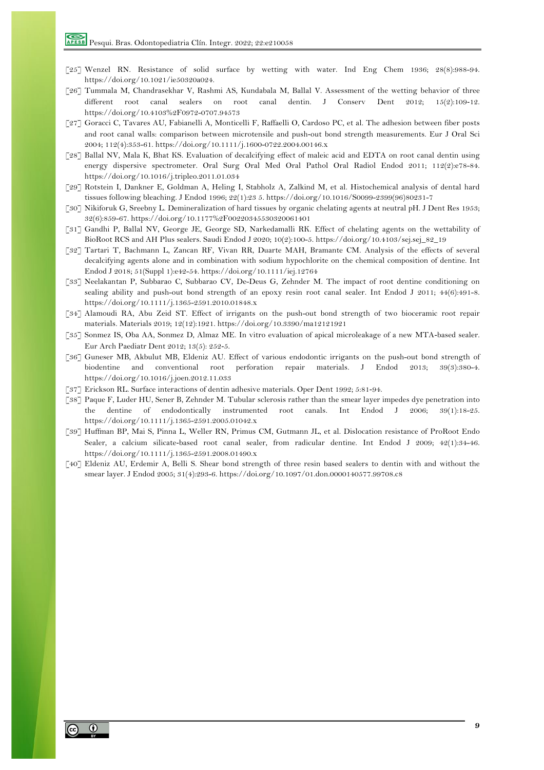[25] Wenzel RN. Resistance of solid surface by wetting with water. Ind Eng Chem 1936; 28(8):988-94. https://doi.org/10.1021/ie50320a024.

[26] Tummala M, Chandrasekhar V, Rashmi AS, Kundabala M, Ballal V. Assessment of the wetting behavior of three different root canal sealers on root canal dentin. J Conserv Dent 2012; 15(2):109-12. https://doi.org/10.4103%2F0972-0707.94573

[27] Goracci C, Tavares AU, Fabianelli A, Monticelli F, Raffaelli O, Cardoso PC, et al. The adhesion between fiber posts and root canal walls: comparison between microtensile and push-out bond strength measurements. Eur J Oral Sci 2004; 112(4):353-61. https://doi.org/10.1111/j.1600-0722.2004.00146.x

[28] Ballal NV, Mala K, Bhat KS. Evaluation of decalcifying effect of maleic acid and EDTA on root canal dentin using energy dispersive spectrometer. Oral Surg Oral Med Oral Pathol Oral Radiol Endod 2011; 112(2):e78-84. https://doi.org/10.1016/j.tripleo.2011.01.034

[29] Rotstein I, Dankner E, Goldman A, Heling I, Stabholz A, Zalkind M, et al. Histochemical analysis of dental hard tissues following bleaching. J Endod 1996; 22(1):23 5. https://doi.org/10.1016/S0099-2399(96)80231-7

[30] Nikiforuk G, Sreebny L. Demineralization of hard tissues by organic chelating agents at neutral pH. J Dent Res 1953; 32(6):859-67. https://doi.org/10.1177%2F00220345530320061401

[31] Gandhi P, Ballal NV, George JE, George SD, Narkedamalli RK. Effect of chelating agents on the wettability of BioRoot RCS and AH Plus sealers. Saudi Endod J 2020; 10(2):100-5. https://doi.org/10.4103/sej.sej_82_19

[32] Tartari T, Bachmann L, Zancan RF, Vivan RR, Duarte MAH, Bramante CM. Analysis of the effects of several decalcifying agents alone and in combination with sodium hypochlorite on the chemical composition of dentine. Int Endod J 2018; 51(Suppl 1):e42-54. https://doi.org/10.1111/iej.12764

[33] Neelakantan P, Subbarao C, Subbarao CV, De-Deus G, Zehnder M. The impact of root dentine conditioning on sealing ability and push-out bond strength of an epoxy resin root canal sealer. Int Endod J 2011; 44(6):491-8. https://doi.org/10.1111/j.1365-2591.2010.01848.x

[34] Alamoudi RA, Abu Zeid ST. Effect of irrigants on the push-out bond strength of two bioceramic root repair materials. Materials 2019; 12(12):1921. https://doi.org/10.3390/ma12121921

[35] Sonmez IS, Oba AA, Sonmez D, Almaz ME. In vitro evaluation of apical microleakage of a new MTA-based sealer. Eur Arch Paediatr Dent 2012; 13(5): 252-5.

[36] Guneser MB, Akbulut MB, Eldeniz AU. Effect of various endodontic irrigants on the push-out bond strength of biodentine and conventional root perforation repair materials. J Endod 2013; 39(3):380-4. https://doi.org/10.1016/j.joen.2012.11.033

[37] Erickson RL. Surface interactions of dentin adhesive materials. Oper Dent 1992; 5:81-94.

[38] Paque F, Luder HU, Sener B, Zehnder M. Tubular sclerosis rather than the smear layer impedes dye penetration into the dentine of endodontically instrumented root canals. Int Endod J 2006; 39(1):18-25. https://doi.org/10.1111/j.1365-2591.2005.01042.x

[39] Huffman BP, Mai S, Pinna L, Weller RN, Primus CM, Gutmann JL, et al. Dislocation resistance of ProRoot Endo Sealer, a calcium silicate-based root canal sealer, from radicular dentine. Int Endod J 2009; 42(1):34-46. https://doi.org/10.1111/j.1365-2591.2008.01490.x

[40] Eldeniz AU, Erdemir A, Belli S. Shear bond strength of three resin based sealers to dentin with and without the smear layer. J Endod 2005; 31(4):293-6. https://doi.org/10.1097/01.don.0000140577.99708.c8